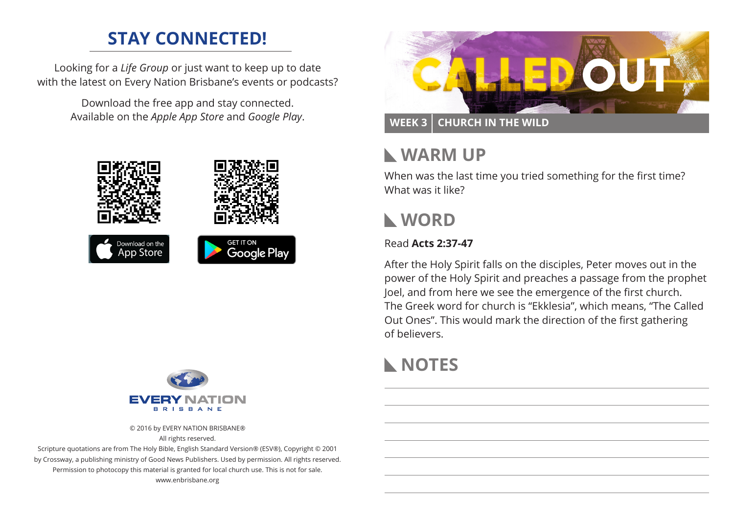## STAY CONNECTED!

Looking for a *Life Group* or just want to keep up to date with the latest on Every Nation Brisbane's events or podcasts?

Download the free app and stay connected. Available on the *Apple App Store* and *Google Play*.

Download on the App Store

GET IT ON Google Play

EVERY NATION BRISBANE

© 2016 by EVERY NATION BRISBANE®
All rights reserved.
Scripture quotations are from The Holy Bible, English Standard Version® (ESV®), Copyright © 2001 by Crossway, a publishing ministry of Good News Publishers. Used by permission. All rights reserved.
Permission to photocopy this material is granted for local church use. This is not for sale.
www.enbrisbane.org

# CALLED OUT

**WEEK 3 | CHURCH IN THE WILD**

## WARM UP

When was the last time you tried something for the first time? What was it like?

## WORD

Read **Acts 2:37-47**

After the Holy Spirit falls on the disciples, Peter moves out in the power of the Holy Spirit and preaches a passage from the prophet Joel, and from here we see the emergence of the first church. The Greek word for church is "Ekklesia", which means, "The Called Out Ones". This would mark the direction of the first gathering of believers.

## NOTES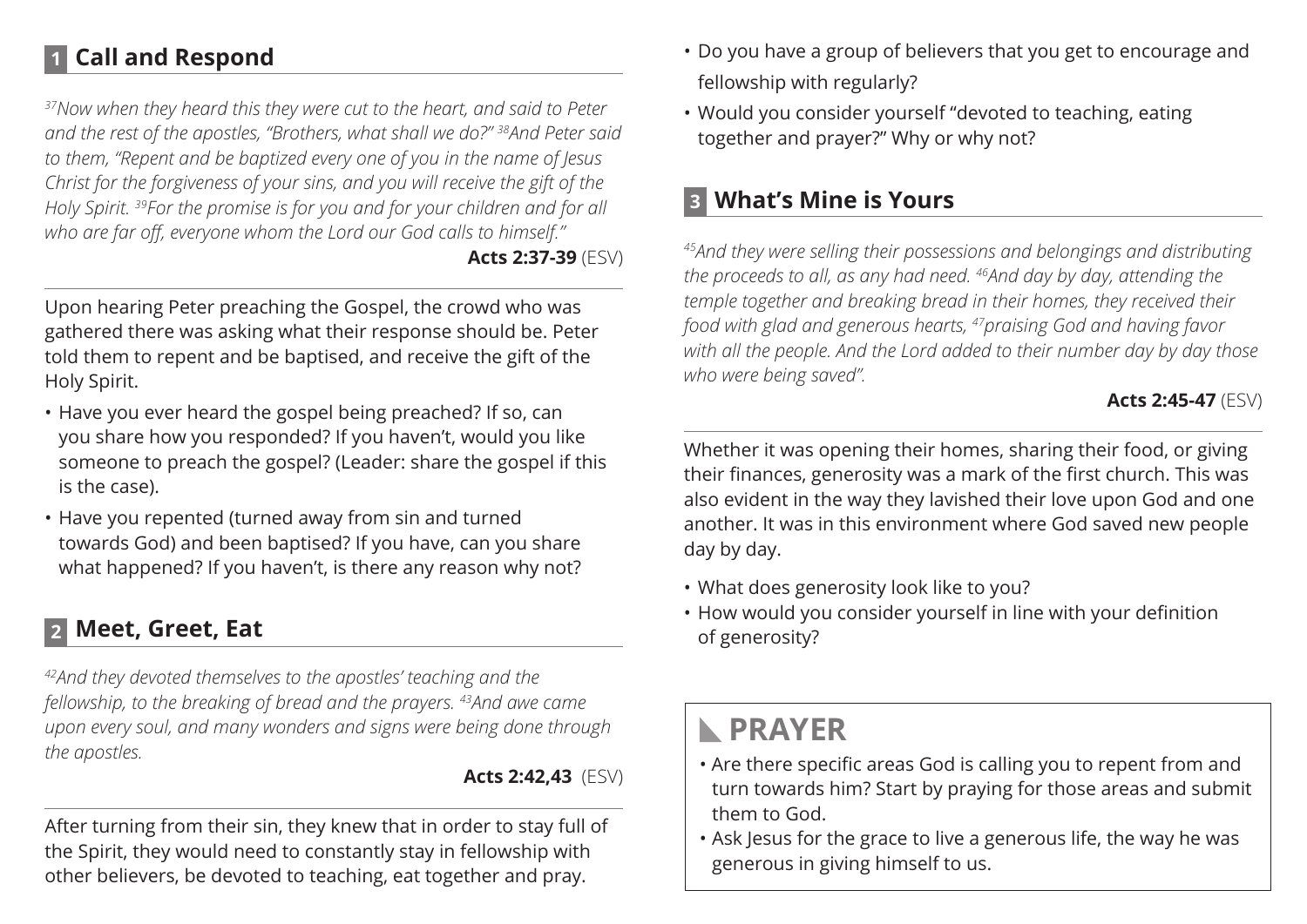## 1 Call and Respond

*[37]Now when they heard this they were cut to the heart, and said to Peter and the rest of the apostles, "Brothers, what shall we do?" [38]And Peter said to them, "Repent and be baptized every one of you in the name of Jesus Christ for the forgiveness of your sins, and you will receive the gift of the Holy Spirit. [39]For the promise is for you and for your children and for all who are far off, everyone whom the Lord our God calls to himself."*

**Acts 2:37-39** (ESV)

Upon hearing Peter preaching the Gospel, the crowd who was gathered there was asking what their response should be. Peter told them to repent and be baptised, and receive the gift of the Holy Spirit.

- Have you ever heard the gospel being preached? If so, can you share how you responded? If you haven't, would you like someone to preach the gospel? (Leader: share the gospel if this is the case).
- Have you repented (turned away from sin and turned towards God) and been baptised? If you have, can you share what happened? If you haven't, is there any reason why not?

## 2 Meet, Greet, Eat

*[42]And they devoted themselves to the apostles' teaching and the fellowship, to the breaking of bread and the prayers. [43]And awe came upon every soul, and many wonders and signs were being done through the apostles.*

**Acts 2:42,43** (ESV)

After turning from their sin, they knew that in order to stay full of the Spirit, they would need to constantly stay in fellowship with other believers, be devoted to teaching, eat together and pray.

- Do you have a group of believers that you get to encourage and fellowship with regularly?
- Would you consider yourself "devoted to teaching, eating together and prayer?" Why or why not?

## 3 What's Mine is Yours

*[45]And they were selling their possessions and belongings and distributing the proceeds to all, as any had need. [46]And day by day, attending the temple together and breaking bread in their homes, they received their food with glad and generous hearts, [47]praising God and having favor with all the people. And the Lord added to their number day by day those who were being saved".*

**Acts 2:45-47** (ESV)

Whether it was opening their homes, sharing their food, or giving their finances, generosity was a mark of the first church. This was also evident in the way they lavished their love upon God and one another. It was in this environment where God saved new people day by day.

- What does generosity look like to you?
- How would you consider yourself in line with your definition of generosity?

## PRAYER

- Are there specific areas God is calling you to repent from and turn towards him? Start by praying for those areas and submit them to God.
- Ask Jesus for the grace to live a generous life, the way he was generous in giving himself to us.